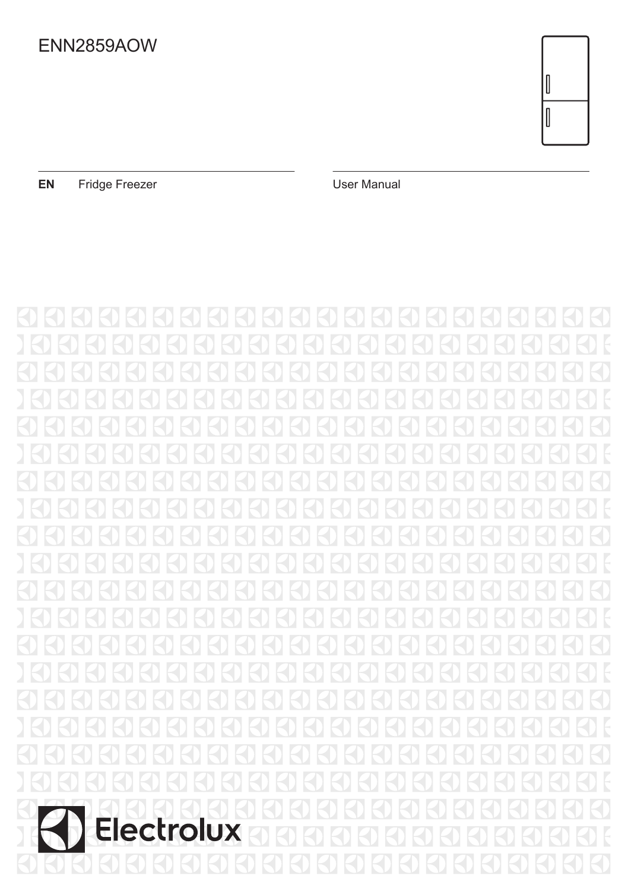# ENN2859AOW

| EN | Fridge Freezer | User Manual |
| --- | --- | --- |

Electrolux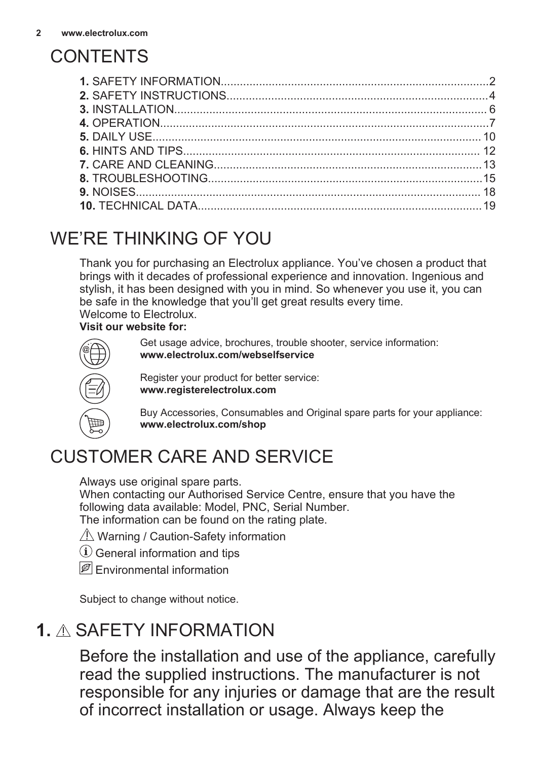# CONTENTS

**1.** SAFETY INFORMATION....................................................................................2
**2.** SAFETY INSTRUCTIONS.................................................................................4
**3.** INSTALLATION................................................................................................. 6
**4.** OPERATION.......................................................................................................7
**5.** DAILY USE...................................................................................................... 10
**6.** HINTS AND TIPS............................................................................................ 12
**7.** CARE AND CLEANING...................................................................................13
**8.** TROUBLESHOOTING.....................................................................................15
**9.** NOISES........................................................................................................... 18
**10.** TECHNICAL DATA........................................................................................19

# WE'RE THINKING OF YOU

Thank you for purchasing an Electrolux appliance. You've chosen a product that brings with it decades of professional experience and innovation. Ingenious and stylish, it has been designed with you in mind. So whenever you use it, you can be safe in the knowledge that you'll get great results every time.
Welcome to Electrolux.

**Visit our website for:**

Get usage advice, brochures, trouble shooter, service information:
**www.electrolux.com/webselfservice**

Register your product for better service:
**www.registerelectrolux.com**

Buy Accessories, Consumables and Original spare parts for your appliance:
**www.electrolux.com/shop**

# CUSTOMER CARE AND SERVICE

Always use original spare parts.
When contacting our Authorised Service Centre, ensure that you have the following data available: Model, PNC, Serial Number.
The information can be found on the rating plate.

⚠ Warning / Caution-Safety information

ⓘ General information and tips

Environmental information

Subject to change without notice.

# 1. ⚠ SAFETY INFORMATION

Before the installation and use of the appliance, carefully read the supplied instructions. The manufacturer is not responsible for any injuries or damage that are the result of incorrect installation or usage. Always keep the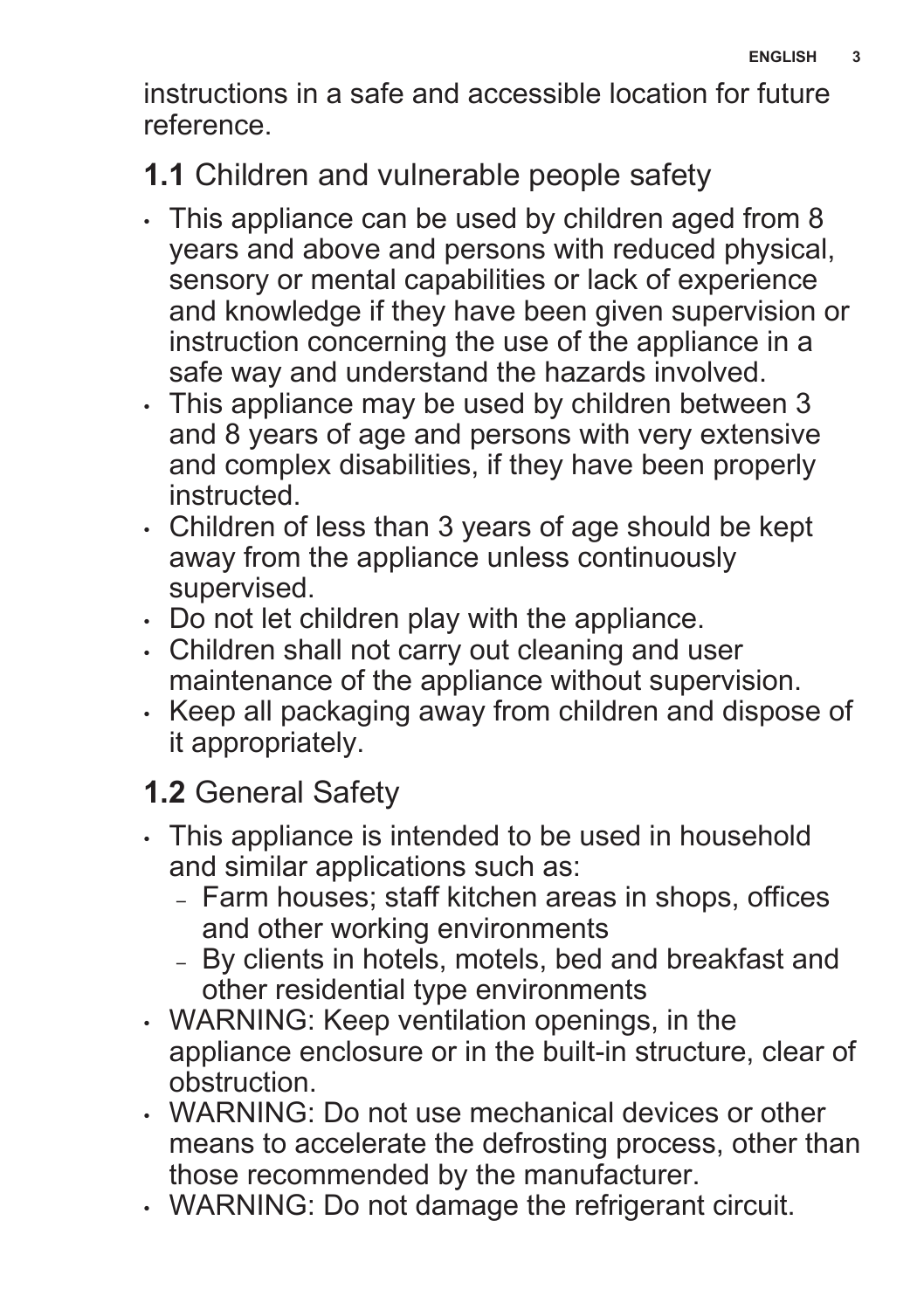instructions in a safe and accessible location for future reference.

## **1.1** Children and vulnerable people safety

- This appliance can be used by children aged from 8 years and above and persons with reduced physical, sensory or mental capabilities or lack of experience and knowledge if they have been given supervision or instruction concerning the use of the appliance in a safe way and understand the hazards involved.
- This appliance may be used by children between 3 and 8 years of age and persons with very extensive and complex disabilities, if they have been properly instructed.
- Children of less than 3 years of age should be kept away from the appliance unless continuously supervised.
- Do not let children play with the appliance.
- Children shall not carry out cleaning and user maintenance of the appliance without supervision.
- Keep all packaging away from children and dispose of it appropriately.

## **1.2** General Safety

- This appliance is intended to be used in household and similar applications such as:
  - Farm houses; staff kitchen areas in shops, offices and other working environments
  - By clients in hotels, motels, bed and breakfast and other residential type environments
- WARNING: Keep ventilation openings, in the appliance enclosure or in the built-in structure, clear of obstruction.
- WARNING: Do not use mechanical devices or other means to accelerate the defrosting process, other than those recommended by the manufacturer.
- WARNING: Do not damage the refrigerant circuit.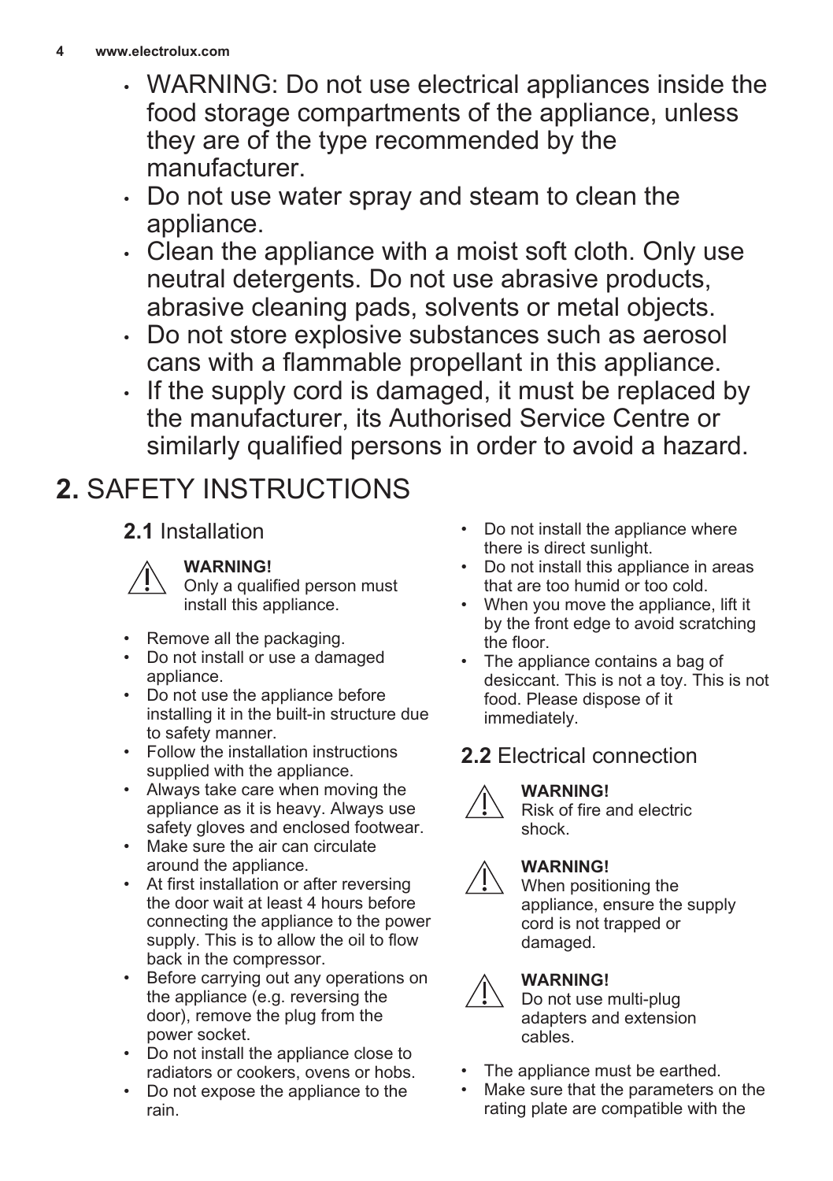- WARNING: Do not use electrical appliances inside the food storage compartments of the appliance, unless they are of the type recommended by the manufacturer.
- Do not use water spray and steam to clean the appliance.
- Clean the appliance with a moist soft cloth. Only use neutral detergents. Do not use abrasive products, abrasive cleaning pads, solvents or metal objects.
- Do not store explosive substances such as aerosol cans with a flammable propellant in this appliance.
- If the supply cord is damaged, it must be replaced by the manufacturer, its Authorised Service Centre or similarly qualified persons in order to avoid a hazard.

# 2. SAFETY INSTRUCTIONS

## 2.1 Installation

**WARNING!**
Only a qualified person must install this appliance.

- Remove all the packaging.
- Do not install or use a damaged appliance.
- Do not use the appliance before installing it in the built-in structure due to safety manner.
- Follow the installation instructions supplied with the appliance.
- Always take care when moving the appliance as it is heavy. Always use safety gloves and enclosed footwear.
- Make sure the air can circulate around the appliance.
- At first installation or after reversing the door wait at least 4 hours before connecting the appliance to the power supply. This is to allow the oil to flow back in the compressor.
- Before carrying out any operations on the appliance (e.g. reversing the door), remove the plug from the power socket.
- Do not install the appliance close to radiators or cookers, ovens or hobs.
- Do not expose the appliance to the rain.
- Do not install the appliance where there is direct sunlight.
- Do not install this appliance in areas that are too humid or too cold.
- When you move the appliance, lift it by the front edge to avoid scratching the floor.
- The appliance contains a bag of desiccant. This is not a toy. This is not food. Please dispose of it immediately.

## 2.2 Electrical connection

**WARNING!**
Risk of fire and electric shock.

**WARNING!**
When positioning the appliance, ensure the supply cord is not trapped or damaged.

**WARNING!**
Do not use multi-plug adapters and extension cables.

- The appliance must be earthed.
- Make sure that the parameters on the rating plate are compatible with the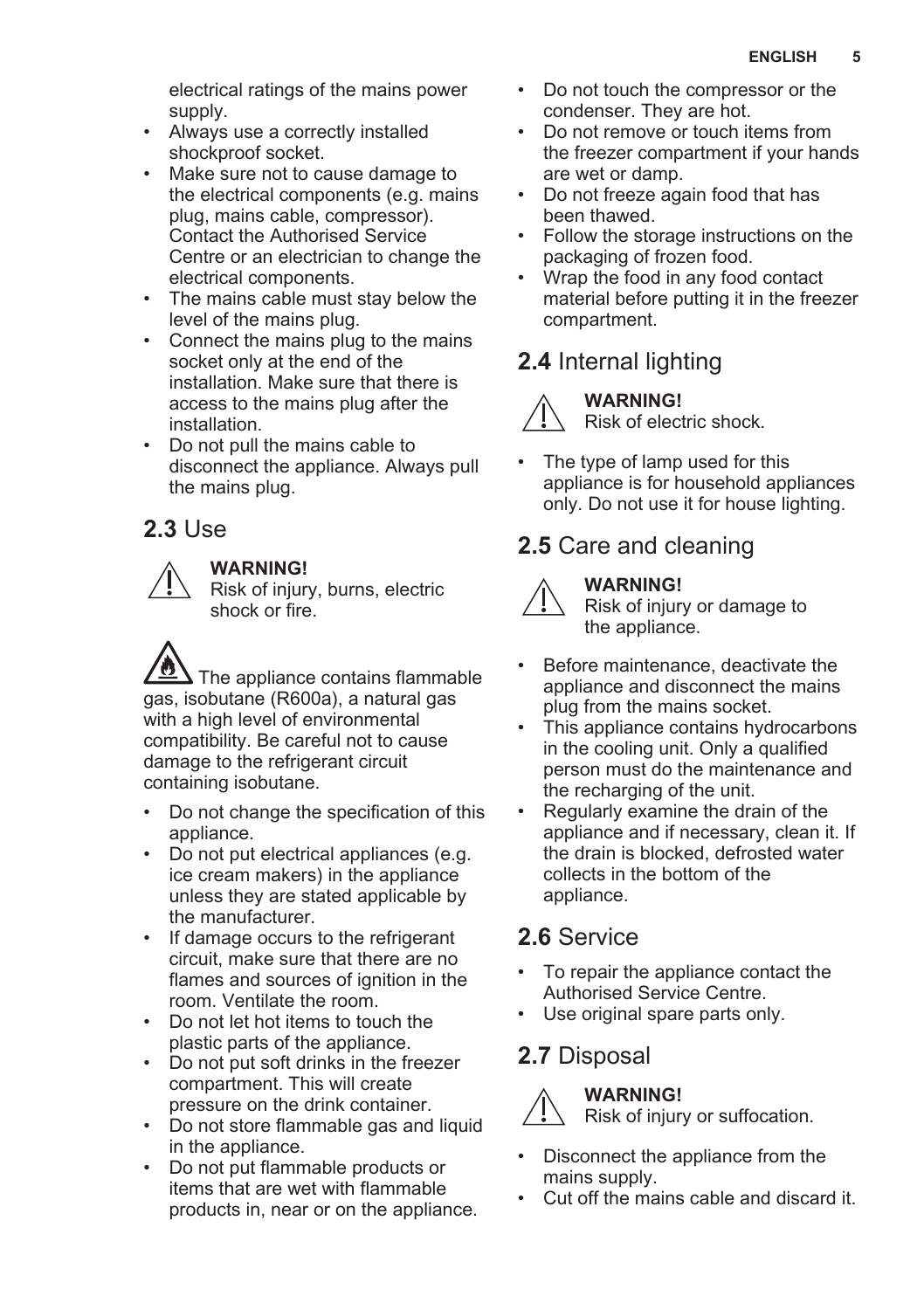electrical ratings of the mains power supply.

- Always use a correctly installed shockproof socket.
- Make sure not to cause damage to the electrical components (e.g. mains plug, mains cable, compressor). Contact the Authorised Service Centre or an electrician to change the electrical components.
- The mains cable must stay below the level of the mains plug.
- Connect the mains plug to the mains socket only at the end of the installation. Make sure that there is access to the mains plug after the installation.
- Do not pull the mains cable to disconnect the appliance. Always pull the mains plug.

## 2.3 Use

**WARNING!**
Risk of injury, burns, electric shock or fire.

The appliance contains flammable gas, isobutane (R600a), a natural gas with a high level of environmental compatibility. Be careful not to cause damage to the refrigerant circuit containing isobutane.

- Do not change the specification of this appliance.
- Do not put electrical appliances (e.g. ice cream makers) in the appliance unless they are stated applicable by the manufacturer.
- If damage occurs to the refrigerant circuit, make sure that there are no flames and sources of ignition in the room. Ventilate the room.
- Do not let hot items to touch the plastic parts of the appliance.
- Do not put soft drinks in the freezer compartment. This will create pressure on the drink container.
- Do not store flammable gas and liquid in the appliance.
- Do not put flammable products or items that are wet with flammable products in, near or on the appliance.
- Do not touch the compressor or the condenser. They are hot.
- Do not remove or touch items from the freezer compartment if your hands are wet or damp.
- Do not freeze again food that has been thawed.
- Follow the storage instructions on the packaging of frozen food.
- Wrap the food in any food contact material before putting it in the freezer compartment.

## 2.4 Internal lighting

**WARNING!**
Risk of electric shock.

- The type of lamp used for this appliance is for household appliances only. Do not use it for house lighting.

## 2.5 Care and cleaning

**WARNING!**
Risk of injury or damage to the appliance.

- Before maintenance, deactivate the appliance and disconnect the mains plug from the mains socket.
- This appliance contains hydrocarbons in the cooling unit. Only a qualified person must do the maintenance and the recharging of the unit.
- Regularly examine the drain of the appliance and if necessary, clean it. If the drain is blocked, defrosted water collects in the bottom of the appliance.

## 2.6 Service

- To repair the appliance contact the Authorised Service Centre.
- Use original spare parts only.

## 2.7 Disposal

**WARNING!**
Risk of injury or suffocation.

- Disconnect the appliance from the mains supply.
- Cut off the mains cable and discard it.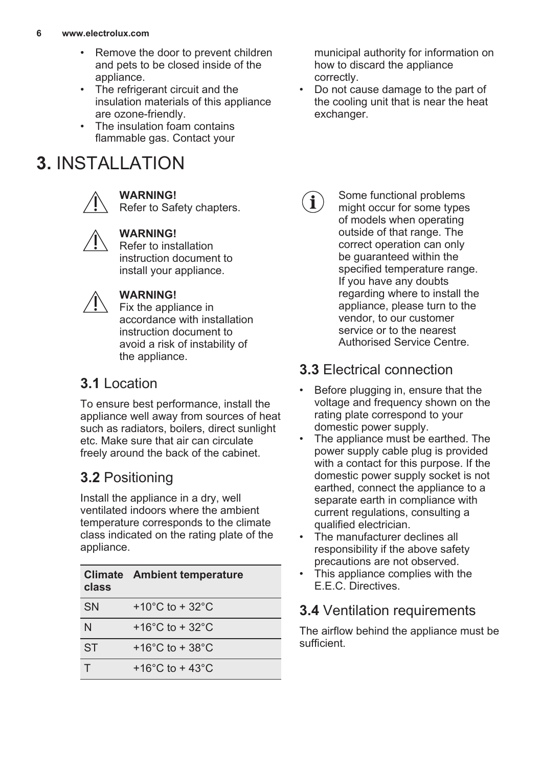- Remove the door to prevent children and pets to be closed inside of the appliance.
- The refrigerant circuit and the insulation materials of this appliance are ozone-friendly.
- The insulation foam contains flammable gas. Contact your municipal authority for information on how to discard the appliance correctly.
- Do not cause damage to the part of the cooling unit that is near the heat exchanger.

# 3. INSTALLATION

**WARNING!**
Refer to Safety chapters.

**WARNING!**
Refer to installation instruction document to install your appliance.

**WARNING!**
Fix the appliance in accordance with installation instruction document to avoid a risk of instability of the appliance.

## 3.1 Location

To ensure best performance, install the appliance well away from sources of heat such as radiators, boilers, direct sunlight etc. Make sure that air can circulate freely around the back of the cabinet.

## 3.2 Positioning

Install the appliance in a dry, well ventilated indoors where the ambient temperature corresponds to the climate class indicated on the rating plate of the appliance.

| Climate class | Ambient temperature |
| --- | --- |
| SN | +10°C to + 32°C |
| N | +16°C to + 32°C |
| ST | +16°C to + 38°C |
| T | +16°C to + 43°C |

Some functional problems might occur for some types of models when operating outside of that range. The correct operation can only be guaranteed within the specified temperature range. If you have any doubts regarding where to install the appliance, please turn to the vendor, to our customer service or to the nearest Authorised Service Centre.

## 3.3 Electrical connection

- Before plugging in, ensure that the voltage and frequency shown on the rating plate correspond to your domestic power supply.
- The appliance must be earthed. The power supply cable plug is provided with a contact for this purpose. If the domestic power supply socket is not earthed, connect the appliance to a separate earth in compliance with current regulations, consulting a qualified electrician.
- The manufacturer declines all responsibility if the above safety precautions are not observed.
- This appliance complies with the E.E.C. Directives.

## 3.4 Ventilation requirements

The airflow behind the appliance must be sufficient.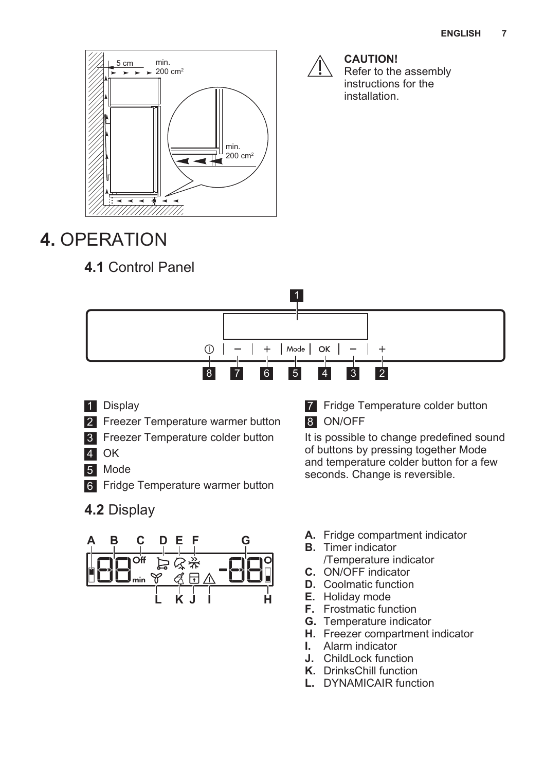**CAUTION!**
Refer to the assembly instructions for the installation.

# 4. OPERATION

## 4.1 Control Panel

1. Display
2. Freezer Temperature warmer button
3. Freezer Temperature colder button
4. OK
5. Mode
6. Fridge Temperature warmer button
7. Fridge Temperature colder button
8. ON/OFF

It is possible to change predefined sound of buttons by pressing together Mode and temperature colder button for a few seconds. Change is reversible.

## 4.2 Display

- **A.** Fridge compartment indicator
- **B.** Timer indicator /Temperature indicator
- **C.** ON/OFF indicator
- **D.** Coolmatic function
- **E.** Holiday mode
- **F.** Frostmatic function
- **G.** Temperature indicator
- **H.** Freezer compartment indicator
- **I.** Alarm indicator
- **J.** ChildLock function
- **K.** DrinksChill function
- **L.** DYNAMICAIR function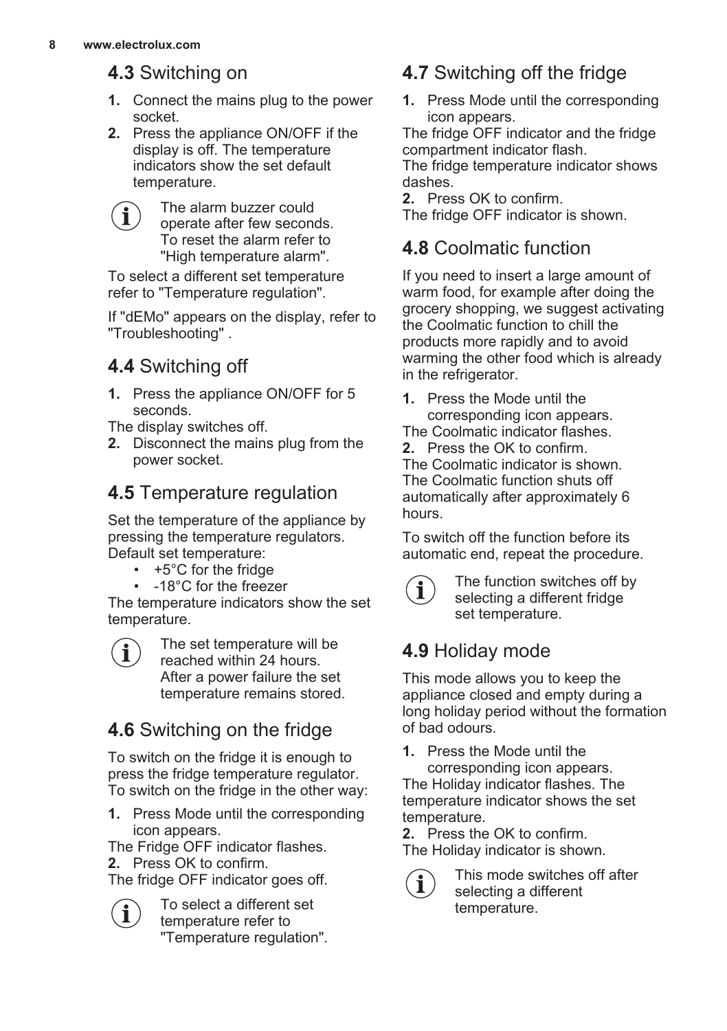## 4.3 Switching on

1. Connect the mains plug to the power socket.
2. Press the appliance ON/OFF if the display is off. The temperature indicators show the set default temperature.

> The alarm buzzer could operate after few seconds. To reset the alarm refer to "High temperature alarm".

To select a different set temperature refer to "Temperature regulation".

If "dEMo" appears on the display, refer to "Troubleshooting" .

## 4.4 Switching off

1. Press the appliance ON/OFF for 5 seconds.

The display switches off.

2. Disconnect the mains plug from the power socket.

## 4.5 Temperature regulation

Set the temperature of the appliance by pressing the temperature regulators. Default set temperature:

- +5°C for the fridge
- -18°C for the freezer

The temperature indicators show the set temperature.

> The set temperature will be reached within 24 hours. After a power failure the set temperature remains stored.

## 4.6 Switching on the fridge

To switch on the fridge it is enough to press the fridge temperature regulator. To switch on the fridge in the other way:

1. Press Mode until the corresponding icon appears.

The Fridge OFF indicator flashes.

2. Press OK to confirm.

The fridge OFF indicator goes off.

> To select a different set temperature refer to "Temperature regulation".

## 4.7 Switching off the fridge

1. Press Mode until the corresponding icon appears.

The fridge OFF indicator and the fridge compartment indicator flash.
The fridge temperature indicator shows dashes.

2. Press OK to confirm.

The fridge OFF indicator is shown.

## 4.8 Coolmatic function

If you need to insert a large amount of warm food, for example after doing the grocery shopping, we suggest activating the Coolmatic function to chill the products more rapidly and to avoid warming the other food which is already in the refrigerator.

1. Press the Mode until the corresponding icon appears.

The Coolmatic indicator flashes.

2. Press the OK to confirm.

The Coolmatic indicator is shown.
The Coolmatic function shuts off automatically after approximately 6 hours.

To switch off the function before its automatic end, repeat the procedure.

> The function switches off by selecting a different fridge set temperature.

## 4.9 Holiday mode

This mode allows you to keep the appliance closed and empty during a long holiday period without the formation of bad odours.

1. Press the Mode until the corresponding icon appears.

The Holiday indicator flashes. The temperature indicator shows the set temperature.

2. Press the OK to confirm.

The Holiday indicator is shown.

> This mode switches off after selecting a different temperature.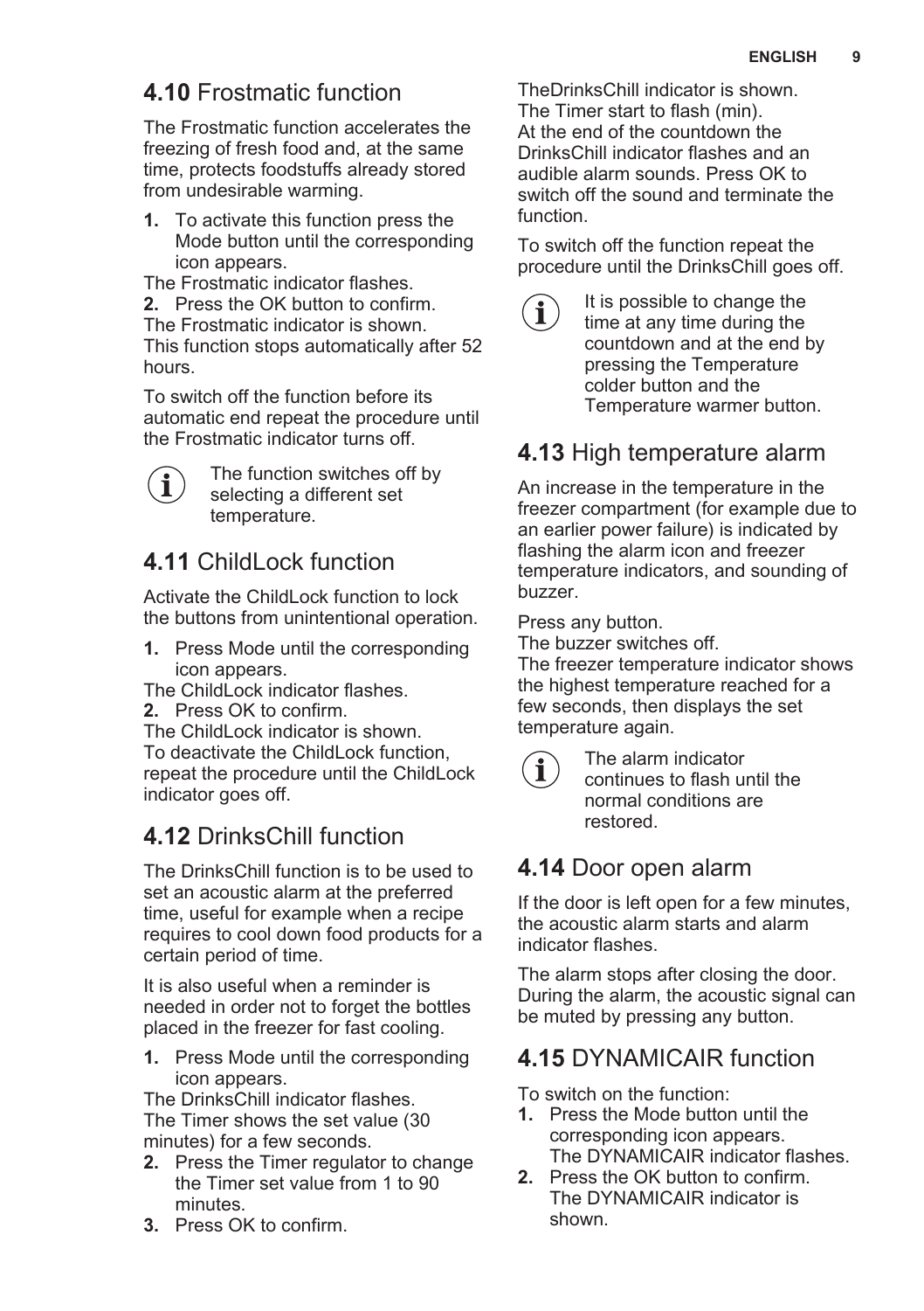## 4.10 Frostmatic function

The Frostmatic function accelerates the freezing of fresh food and, at the same time, protects foodstuffs already stored from undesirable warming.

1. To activate this function press the Mode button until the corresponding icon appears.

The Frostmatic indicator flashes.

2. Press the OK button to confirm.

The Frostmatic indicator is shown.
This function stops automatically after 52 hours.

To switch off the function before its automatic end repeat the procedure until the Frostmatic indicator turns off.

> The function switches off by selecting a different set temperature.

## 4.11 ChildLock function

Activate the ChildLock function to lock the buttons from unintentional operation.

1. Press Mode until the corresponding icon appears.

The ChildLock indicator flashes.

2. Press OK to confirm.

The ChildLock indicator is shown.
To deactivate the ChildLock function, repeat the procedure until the ChildLock indicator goes off.

## 4.12 DrinksChill function

The DrinksChill function is to be used to set an acoustic alarm at the preferred time, useful for example when a recipe requires to cool down food products for a certain period of time.

It is also useful when a reminder is needed in order not to forget the bottles placed in the freezer for fast cooling.

1. Press Mode until the corresponding icon appears.

The DrinksChill indicator flashes.
The Timer shows the set value (30 minutes) for a few seconds.

2. Press the Timer regulator to change the Timer set value from 1 to 90 minutes.
3. Press OK to confirm.

TheDrinksChill indicator is shown.
The Timer start to flash (min).
At the end of the countdown the DrinksChill indicator flashes and an audible alarm sounds. Press OK to switch off the sound and terminate the function.

To switch off the function repeat the procedure until the DrinksChill goes off.

> It is possible to change the time at any time during the countdown and at the end by pressing the Temperature colder button and the Temperature warmer button.

## 4.13 High temperature alarm

An increase in the temperature in the freezer compartment (for example due to an earlier power failure) is indicated by flashing the alarm icon and freezer temperature indicators, and sounding of buzzer.

Press any button.
The buzzer switches off.
The freezer temperature indicator shows the highest temperature reached for a few seconds, then displays the set temperature again.

> The alarm indicator continues to flash until the normal conditions are restored.

## 4.14 Door open alarm

If the door is left open for a few minutes, the acoustic alarm starts and alarm indicator flashes.

The alarm stops after closing the door. During the alarm, the acoustic signal can be muted by pressing any button.

## 4.15 DYNAMICAIR function

To switch on the function:

1. Press the Mode button until the corresponding icon appears.
   The DYNAMICAIR indicator flashes.
2. Press the OK button to confirm.
   The DYNAMICAIR indicator is shown.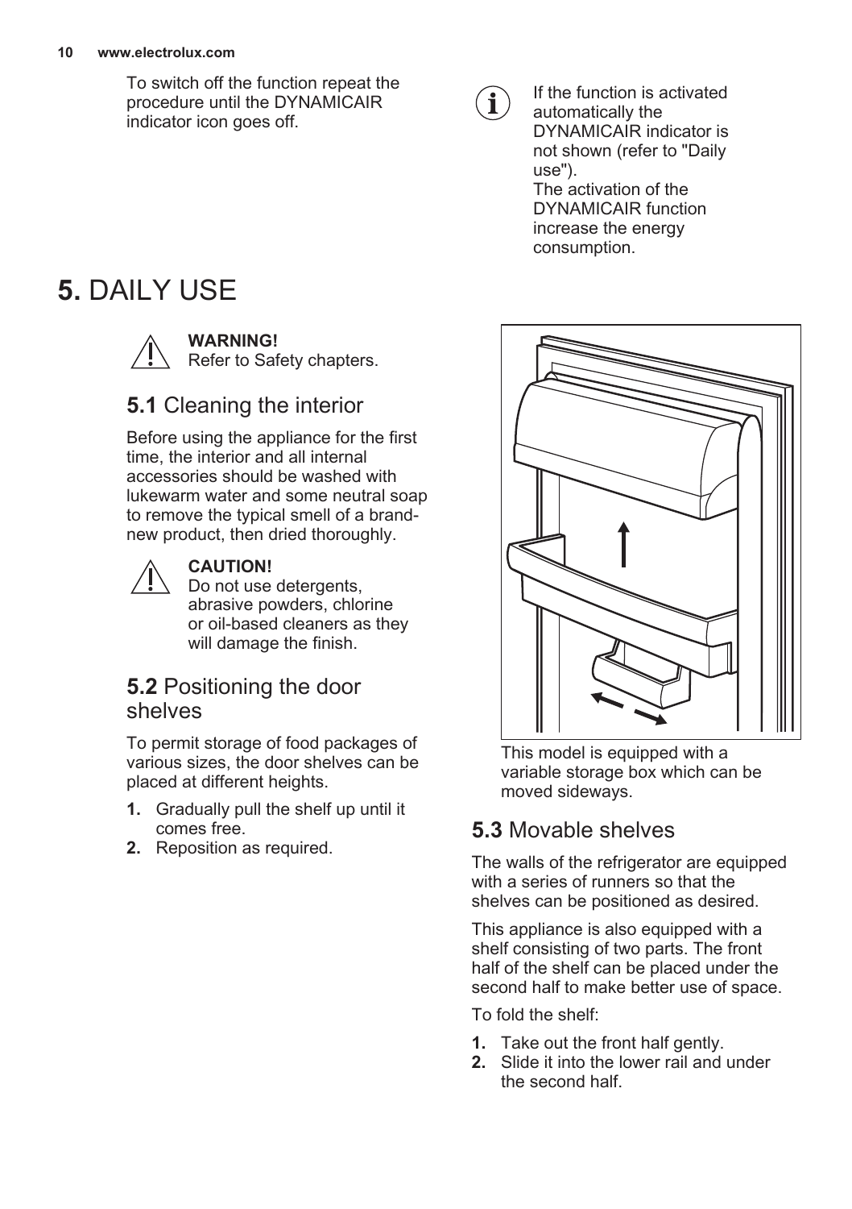To switch off the function repeat the procedure until the DYNAMICAIR indicator icon goes off.

If the function is activated automatically the DYNAMICAIR indicator is not shown (refer to "Daily use").
The activation of the DYNAMICAIR function increase the energy consumption.

# 5. DAILY USE

**WARNING!**
Refer to Safety chapters.

## 5.1 Cleaning the interior

Before using the appliance for the first time, the interior and all internal accessories should be washed with lukewarm water and some neutral soap to remove the typical smell of a brand-new product, then dried thoroughly.

**CAUTION!**
Do not use detergents, abrasive powders, chlorine or oil-based cleaners as they will damage the finish.

## 5.2 Positioning the door shelves

To permit storage of food packages of various sizes, the door shelves can be placed at different heights.

1. Gradually pull the shelf up until it comes free.
2. Reposition as required.

This model is equipped with a variable storage box which can be moved sideways.

## 5.3 Movable shelves

The walls of the refrigerator are equipped with a series of runners so that the shelves can be positioned as desired.

This appliance is also equipped with a shelf consisting of two parts. The front half of the shelf can be placed under the second half to make better use of space.

To fold the shelf:

1. Take out the front half gently.
2. Slide it into the lower rail and under the second half.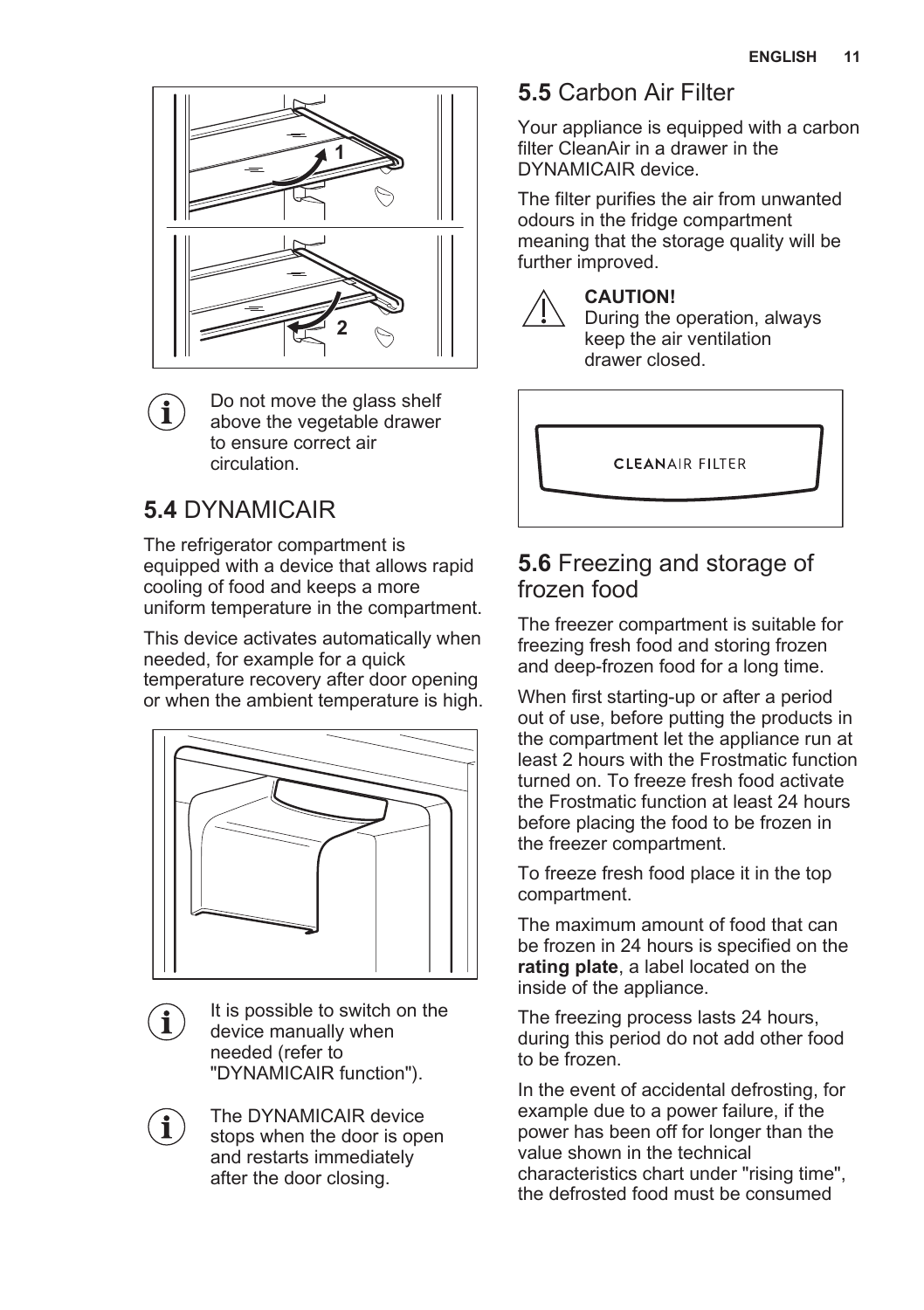Do not move the glass shelf above the vegetable drawer to ensure correct air circulation.

## 5.4 DYNAMICAIR

The refrigerator compartment is equipped with a device that allows rapid cooling of food and keeps a more uniform temperature in the compartment.

This device activates automatically when needed, for example for a quick temperature recovery after door opening or when the ambient temperature is high.

It is possible to switch on the device manually when needed (refer to "DYNAMICAIR function").

The DYNAMICAIR device stops when the door is open and restarts immediately after the door closing.

## 5.5 Carbon Air Filter

Your appliance is equipped with a carbon filter CleanAir in a drawer in the DYNAMICAIR device.

The filter purifies the air from unwanted odours in the fridge compartment meaning that the storage quality will be further improved.

**CAUTION!**
During the operation, always keep the air ventilation drawer closed.

## 5.6 Freezing and storage of frozen food

The freezer compartment is suitable for freezing fresh food and storing frozen and deep-frozen food for a long time.

When first starting-up or after a period out of use, before putting the products in the compartment let the appliance run at least 2 hours with the Frostmatic function turned on. To freeze fresh food activate the Frostmatic function at least 24 hours before placing the food to be frozen in the freezer compartment.

To freeze fresh food place it in the top compartment.

The maximum amount of food that can be frozen in 24 hours is specified on the **rating plate**, a label located on the inside of the appliance.

The freezing process lasts 24 hours, during this period do not add other food to be frozen.

In the event of accidental defrosting, for example due to a power failure, if the power has been off for longer than the value shown in the technical characteristics chart under "rising time", the defrosted food must be consumed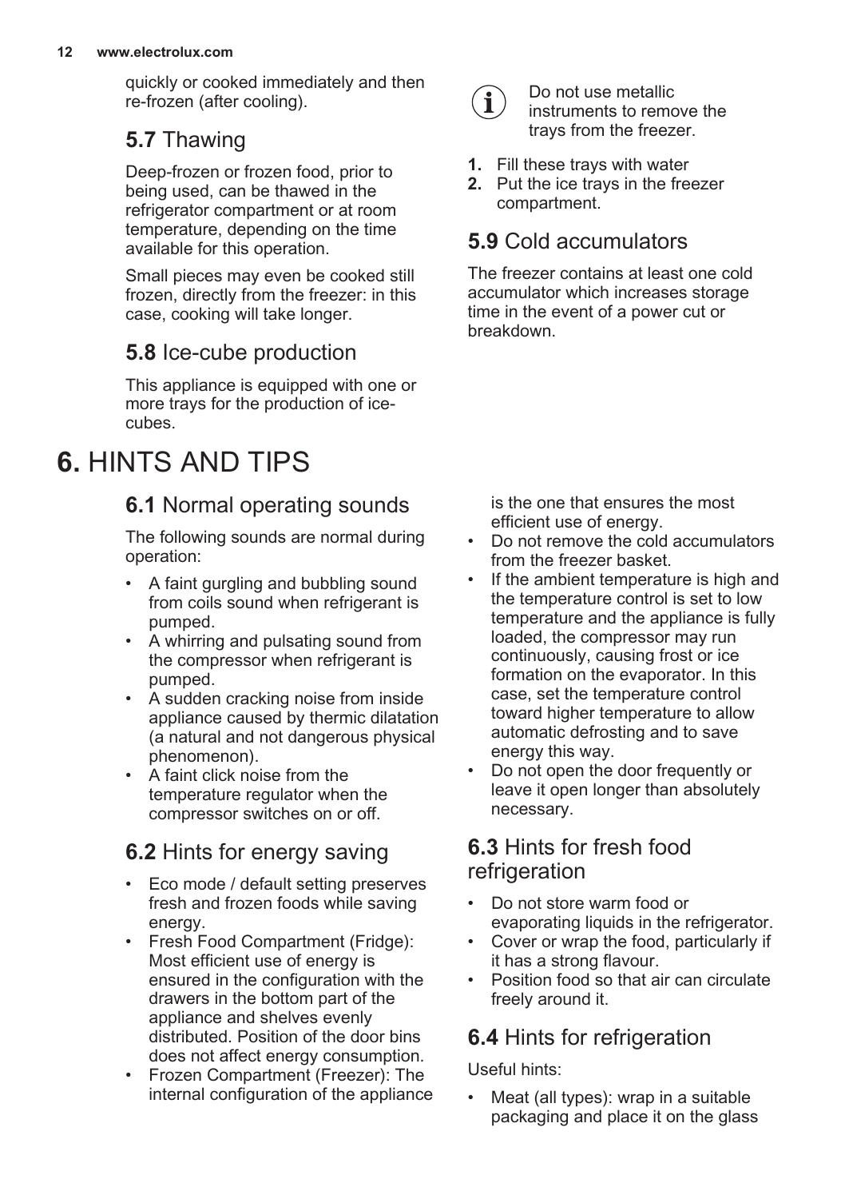quickly or cooked immediately and then re-frozen (after cooling).

### 5.7 Thawing

Deep-frozen or frozen food, prior to being used, can be thawed in the refrigerator compartment or at room temperature, depending on the time available for this operation.

Small pieces may even be cooked still frozen, directly from the freezer: in this case, cooking will take longer.

### 5.8 Ice-cube production

This appliance is equipped with one or more trays for the production of ice-cubes.

> Do not use metallic instruments to remove the trays from the freezer.

1. Fill these trays with water
2. Put the ice trays in the freezer compartment.

### 5.9 Cold accumulators

The freezer contains at least one cold accumulator which increases storage time in the event of a power cut or breakdown.

## 6. HINTS AND TIPS

### 6.1 Normal operating sounds

The following sounds are normal during operation:

- A faint gurgling and bubbling sound from coils sound when refrigerant is pumped.
- A whirring and pulsating sound from the compressor when refrigerant is pumped.
- A sudden cracking noise from inside appliance caused by thermic dilatation (a natural and not dangerous physical phenomenon).
- A faint click noise from the temperature regulator when the compressor switches on or off.

### 6.2 Hints for energy saving

- Eco mode / default setting preserves fresh and frozen foods while saving energy.
- Fresh Food Compartment (Fridge): Most efficient use of energy is ensured in the configuration with the drawers in the bottom part of the appliance and shelves evenly distributed. Position of the door bins does not affect energy consumption.
- Frozen Compartment (Freezer): The internal configuration of the appliance is the one that ensures the most efficient use of energy.
- Do not remove the cold accumulators from the freezer basket.
- If the ambient temperature is high and the temperature control is set to low temperature and the appliance is fully loaded, the compressor may run continuously, causing frost or ice formation on the evaporator. In this case, set the temperature control toward higher temperature to allow automatic defrosting and to save energy this way.
- Do not open the door frequently or leave it open longer than absolutely necessary.

### 6.3 Hints for fresh food refrigeration

- Do not store warm food or evaporating liquids in the refrigerator.
- Cover or wrap the food, particularly if it has a strong flavour.
- Position food so that air can circulate freely around it.

### 6.4 Hints for refrigeration

Useful hints:

- Meat (all types): wrap in a suitable packaging and place it on the glass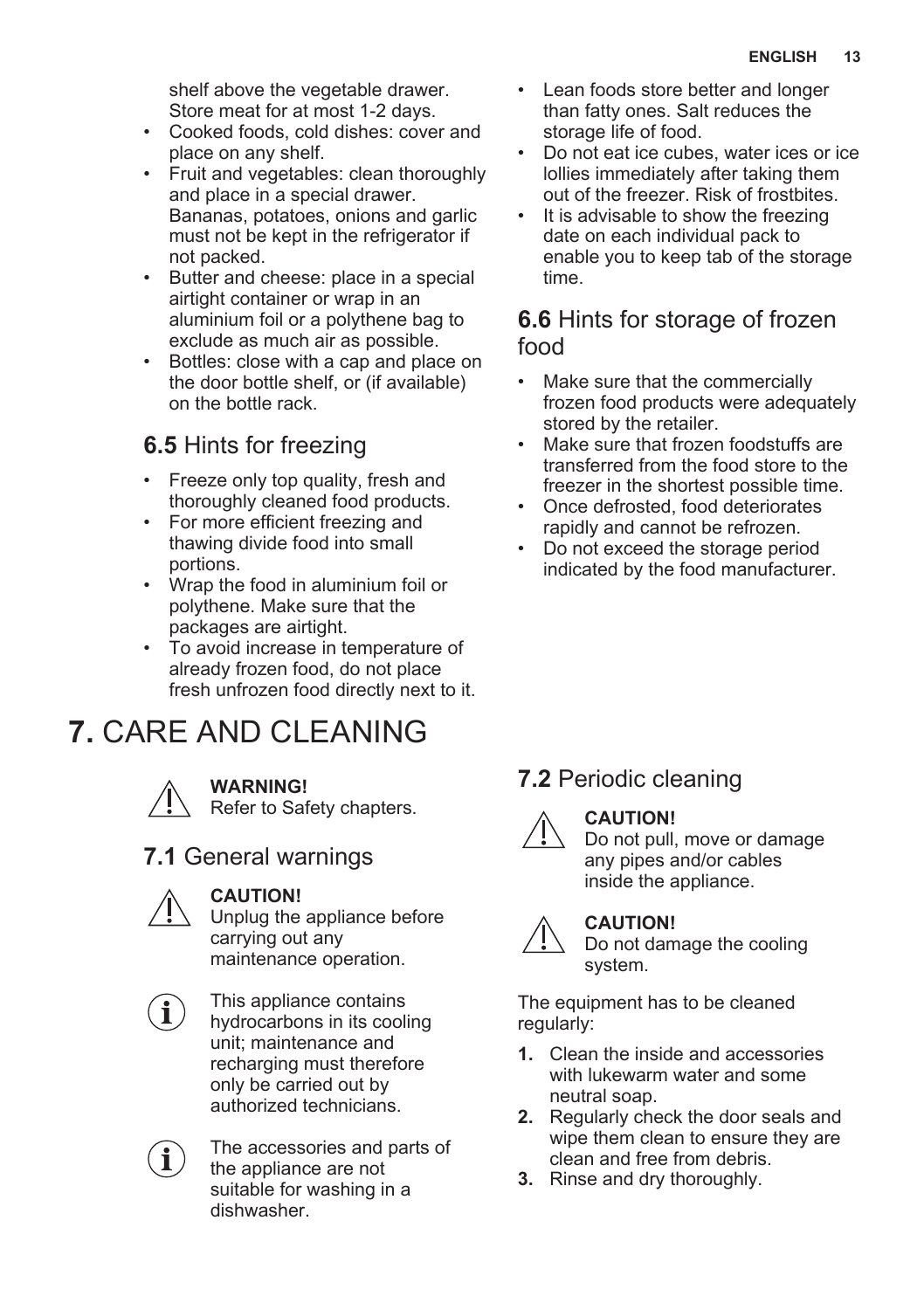shelf above the vegetable drawer. Store meat for at most 1-2 days.

- Cooked foods, cold dishes: cover and place on any shelf.
- Fruit and vegetables: clean thoroughly and place in a special drawer. Bananas, potatoes, onions and garlic must not be kept in the refrigerator if not packed.
- Butter and cheese: place in a special airtight container or wrap in an aluminium foil or a polythene bag to exclude as much air as possible.
- Bottles: close with a cap and place on the door bottle shelf, or (if available) on the bottle rack.

### **6.5** Hints for freezing

- Freeze only top quality, fresh and thoroughly cleaned food products.
- For more efficient freezing and thawing divide food into small portions.
- Wrap the food in aluminium foil or polythene. Make sure that the packages are airtight.
- To avoid increase in temperature of already frozen food, do not place fresh unfrozen food directly next to it.
- Lean foods store better and longer than fatty ones. Salt reduces the storage life of food.
- Do not eat ice cubes, water ices or ice lollies immediately after taking them out of the freezer. Risk of frostbites.
- It is advisable to show the freezing date on each individual pack to enable you to keep tab of the storage time.

### **6.6** Hints for storage of frozen food

- Make sure that the commercially frozen food products were adequately stored by the retailer.
- Make sure that frozen foodstuffs are transferred from the food store to the freezer in the shortest possible time.
- Once defrosted, food deteriorates rapidly and cannot be refrozen.
- Do not exceed the storage period indicated by the food manufacturer.

## **7.** CARE AND CLEANING

**WARNING!**
Refer to Safety chapters.

### **7.1** General warnings

**CAUTION!**
Unplug the appliance before carrying out any maintenance operation.

This appliance contains hydrocarbons in its cooling unit; maintenance and recharging must therefore only be carried out by authorized technicians.

The accessories and parts of the appliance are not suitable for washing in a dishwasher.

### **7.2** Periodic cleaning

**CAUTION!**
Do not pull, move or damage any pipes and/or cables inside the appliance.

**CAUTION!**
Do not damage the cooling system.

The equipment has to be cleaned regularly:

1. Clean the inside and accessories with lukewarm water and some neutral soap.
2. Regularly check the door seals and wipe them clean to ensure they are clean and free from debris.
3. Rinse and dry thoroughly.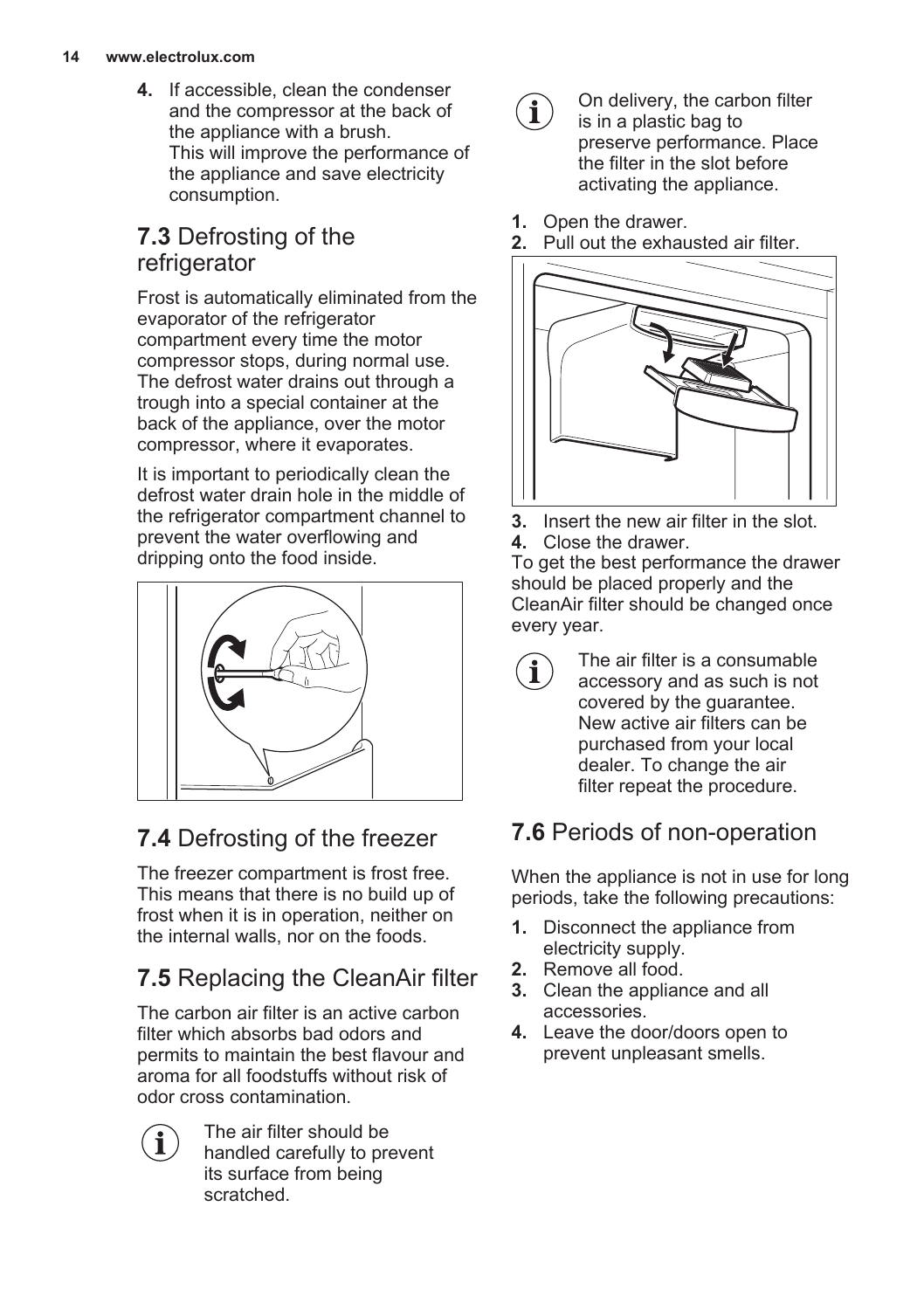4. If accessible, clean the condenser and the compressor at the back of the appliance with a brush.
   This will improve the performance of the appliance and save electricity consumption.

## 7.3 Defrosting of the refrigerator

Frost is automatically eliminated from the evaporator of the refrigerator compartment every time the motor compressor stops, during normal use. The defrost water drains out through a trough into a special container at the back of the appliance, over the motor compressor, where it evaporates.

It is important to periodically clean the defrost water drain hole in the middle of the refrigerator compartment channel to prevent the water overflowing and dripping onto the food inside.

## 7.4 Defrosting of the freezer

The freezer compartment is frost free. This means that there is no build up of frost when it is in operation, neither on the internal walls, nor on the foods.

## 7.5 Replacing the CleanAir filter

The carbon air filter is an active carbon filter which absorbs bad odors and permits to maintain the best flavour and aroma for all foodstuffs without risk of odor cross contamination.

> The air filter should be handled carefully to prevent its surface from being scratched.

> On delivery, the carbon filter is in a plastic bag to preserve performance. Place the filter in the slot before activating the appliance.

1. Open the drawer.
2. Pull out the exhausted air filter.
3. Insert the new air filter in the slot.
4. Close the drawer.

To get the best performance the drawer should be placed properly and the CleanAir filter should be changed once every year.

> The air filter is a consumable accessory and as such is not covered by the guarantee. New active air filters can be purchased from your local dealer. To change the air filter repeat the procedure.

## 7.6 Periods of non-operation

When the appliance is not in use for long periods, take the following precautions:

1. Disconnect the appliance from electricity supply.
2. Remove all food.
3. Clean the appliance and all accessories.
4. Leave the door/doors open to prevent unpleasant smells.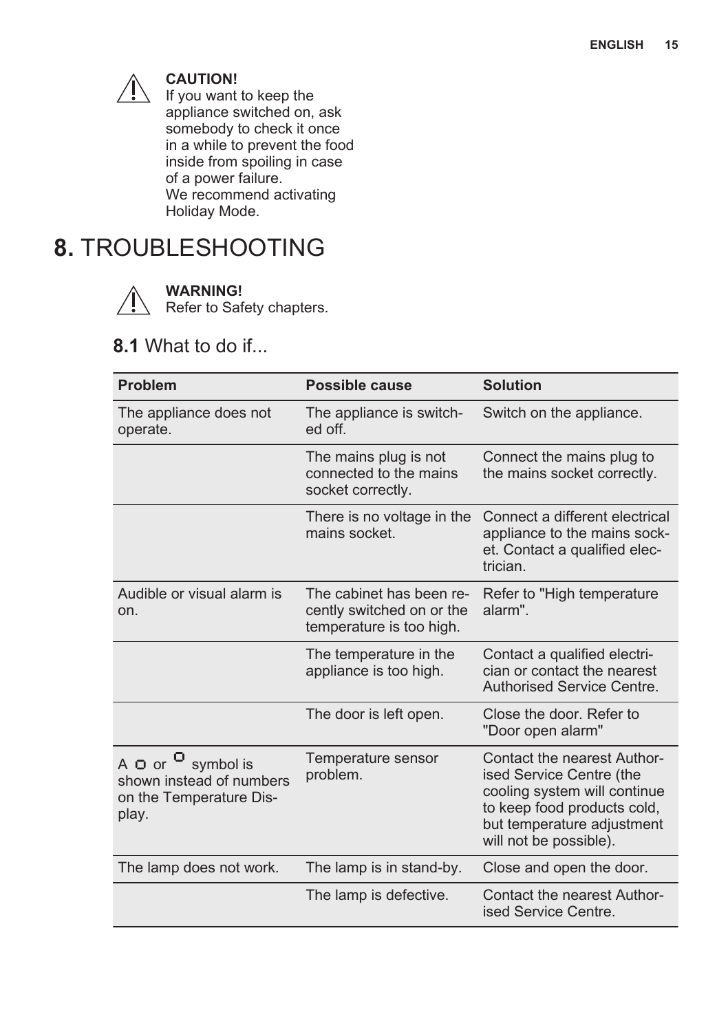**CAUTION!**
If you want to keep the appliance switched on, ask somebody to check it once in a while to prevent the food inside from spoiling in case of a power failure.
We recommend activating Holiday Mode.

# 8. TROUBLESHOOTING

**WARNING!**
Refer to Safety chapters.

## 8.1 What to do if...

| Problem | Possible cause | Solution |
|---|---|---|
| The appliance does not operate. | The appliance is switched off. | Switch on the appliance. |
| | The mains plug is not connected to the mains socket correctly. | Connect the mains plug to the mains socket correctly. |
| | There is no voltage in the mains socket. | Connect a different electrical appliance to the mains socket. Contact a qualified electrician. |
| Audible or visual alarm is on. | The cabinet has been recently switched on or the temperature is too high. | Refer to "High temperature alarm". |
| | The temperature in the appliance is too high. | Contact a qualified electrician or contact the nearest Authorised Service Centre. |
| | The door is left open. | Close the door. Refer to "Door open alarm" |
| A □ or □ symbol is shown instead of numbers on the Temperature Display. | Temperature sensor problem. | Contact the nearest Authorised Service Centre (the cooling system will continue to keep food products cold, but temperature adjustment will not be possible). |
| The lamp does not work. | The lamp is in stand-by. | Close and open the door. |
| | The lamp is defective. | Contact the nearest Authorised Service Centre. |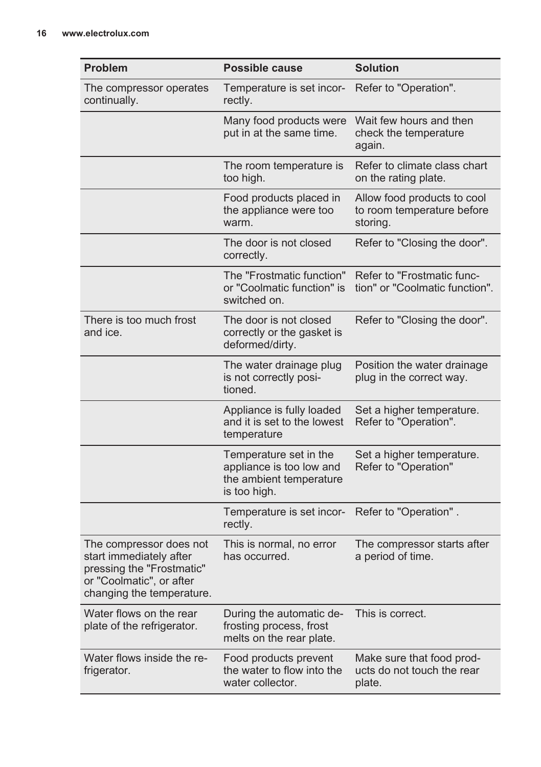| Problem | Possible cause | Solution |
| --- | --- | --- |
| The compressor operates continually. | Temperature is set incorrectly. | Refer to "Operation". |
| | Many food products were put in at the same time. | Wait few hours and then check the temperature again. |
| | The room temperature is too high. | Refer to climate class chart on the rating plate. |
| | Food products placed in the appliance were too warm. | Allow food products to cool to room temperature before storing. |
| | The door is not closed correctly. | Refer to "Closing the door". |
| | The "Frostmatic function" or "Coolmatic function" is switched on. | Refer to "Frostmatic function" or "Coolmatic function". |
| There is too much frost and ice. | The door is not closed correctly or the gasket is deformed/dirty. | Refer to "Closing the door". |
| | The water drainage plug is not correctly positioned. | Position the water drainage plug in the correct way. |
| | Appliance is fully loaded and it is set to the lowest temperature | Set a higher temperature. Refer to "Operation". |
| | Temperature set in the appliance is too low and the ambient temperature is too high. | Set a higher temperature. Refer to "Operation" |
| | Temperature is set incorrectly. | Refer to "Operation" . |
| The compressor does not start immediately after pressing the "Frostmatic" or "Coolmatic", or after changing the temperature. | This is normal, no error has occurred. | The compressor starts after a period of time. |
| Water flows on the rear plate of the refrigerator. | During the automatic defrosting process, frost melts on the rear plate. | This is correct. |
| Water flows inside the refrigerator. | Food products prevent the water to flow into the water collector. | Make sure that food products do not touch the rear plate. |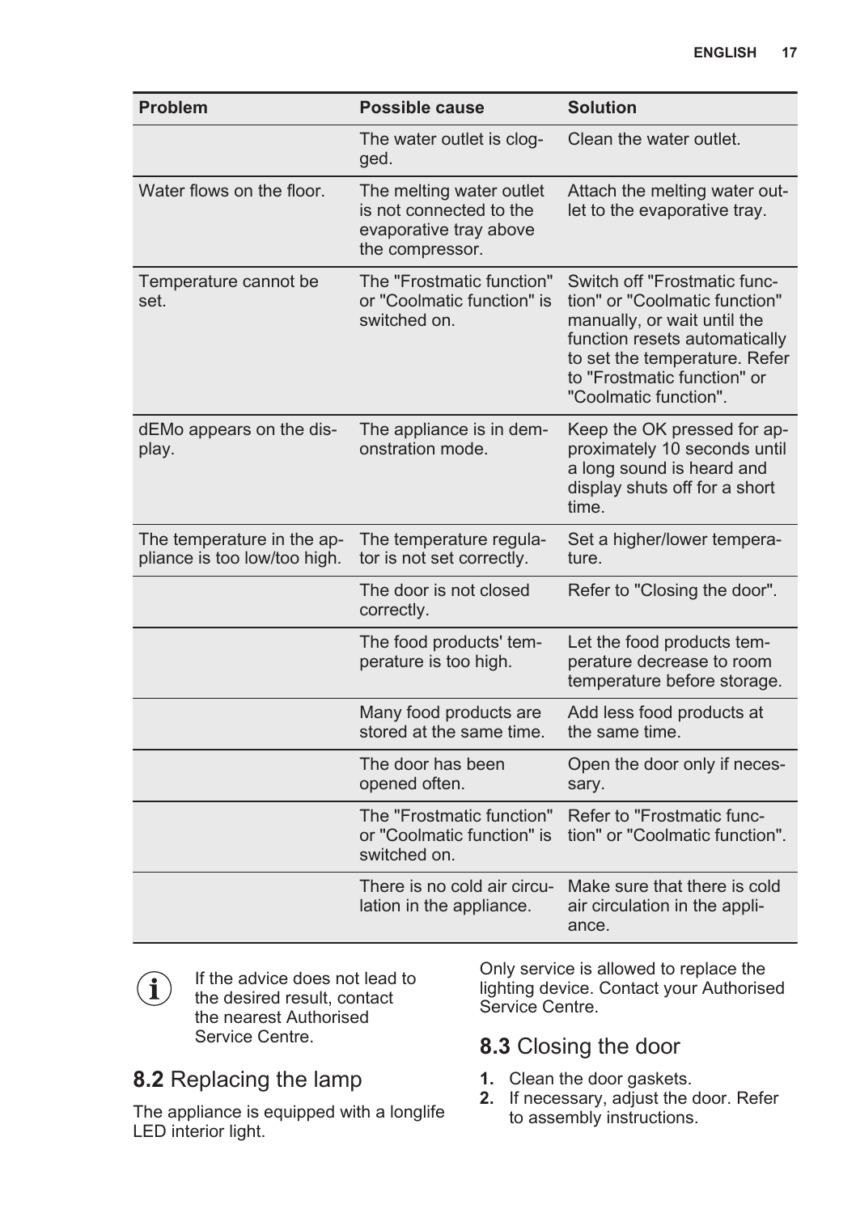| Problem | Possible cause | Solution |
| --- | --- | --- |
| | The water outlet is clogged. | Clean the water outlet. |
| Water flows on the floor. | The melting water outlet is not connected to the evaporative tray above the compressor. | Attach the melting water outlet to the evaporative tray. |
| Temperature cannot be set. | The "Frostmatic function" or "Coolmatic function" is switched on. | Switch off "Frostmatic function" or "Coolmatic function" manually, or wait until the function resets automatically to set the temperature. Refer to "Frostmatic function" or "Coolmatic function". |
| dEMo appears on the display. | The appliance is in demonstration mode. | Keep the OK pressed for approximately 10 seconds until a long sound is heard and display shuts off for a short time. |
| The temperature in the appliance is too low/too high. | The temperature regulator is not set correctly. | Set a higher/lower temperature. |
| | The door is not closed correctly. | Refer to "Closing the door". |
| | The food products' temperature is too high. | Let the food products temperature decrease to room temperature before storage. |
| | Many food products are stored at the same time. | Add less food products at the same time. |
| | The door has been opened often. | Open the door only if necessary. |
| | The "Frostmatic function" or "Coolmatic function" is switched on. | Refer to "Frostmatic function" or "Coolmatic function". |
| | There is no cold air circulation in the appliance. | Make sure that there is cold air circulation in the appliance. |

If the advice does not lead to the desired result, contact the nearest Authorised Service Centre.

## 8.2 Replacing the lamp

The appliance is equipped with a longlife LED interior light.

Only service is allowed to replace the lighting device. Contact your Authorised Service Centre.

## 8.3 Closing the door

1. Clean the door gaskets.
2. If necessary, adjust the door. Refer to assembly instructions.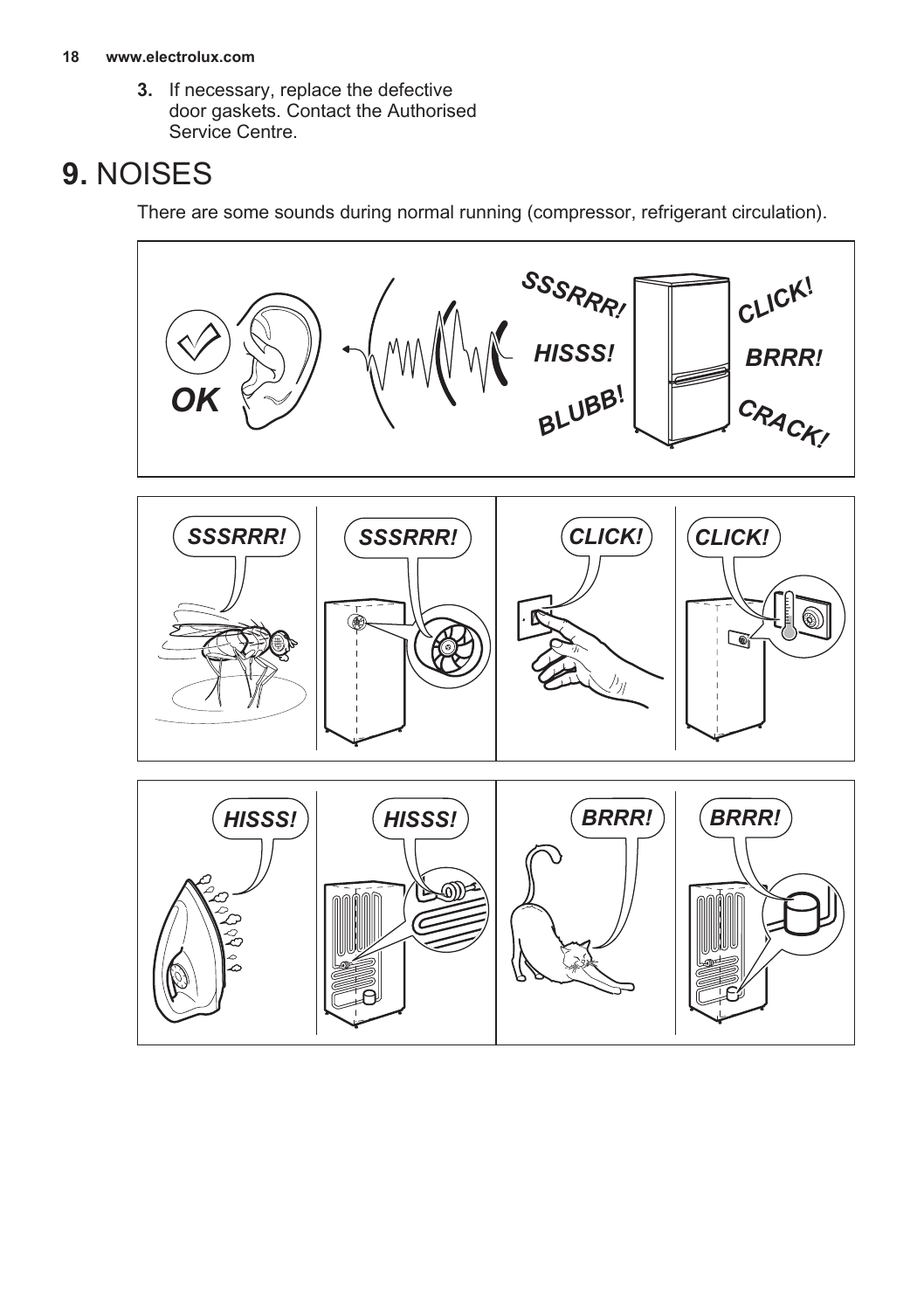3. If necessary, replace the defective door gaskets. Contact the Authorised Service Centre.

# 9. NOISES

There are some sounds during normal running (compressor, refrigerant circulation).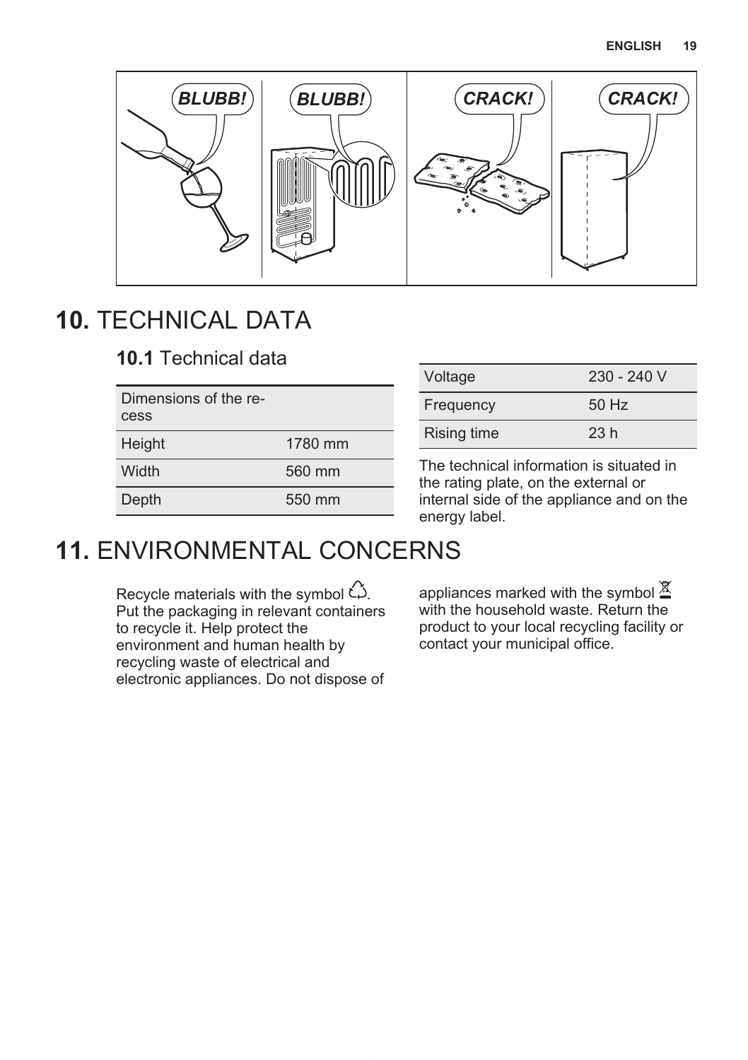# 10. TECHNICAL DATA

## 10.1 Technical data

| Dimensions of the recess | |
|---|---|
| Height | 1780 mm |
| Width | 560 mm |
| Depth | 550 mm |

| Voltage | 230 - 240 V |
|---|---|
| Frequency | 50 Hz |
| Rising time | 23 h |

The technical information is situated in the rating plate, on the external or internal side of the appliance and on the energy label.

# 11. ENVIRONMENTAL CONCERNS

Recycle materials with the symbol ♲. Put the packaging in relevant containers to recycle it. Help protect the environment and human health by recycling waste of electrical and electronic appliances. Do not dispose of appliances marked with the symbol with the household waste. Return the product to your local recycling facility or contact your municipal office.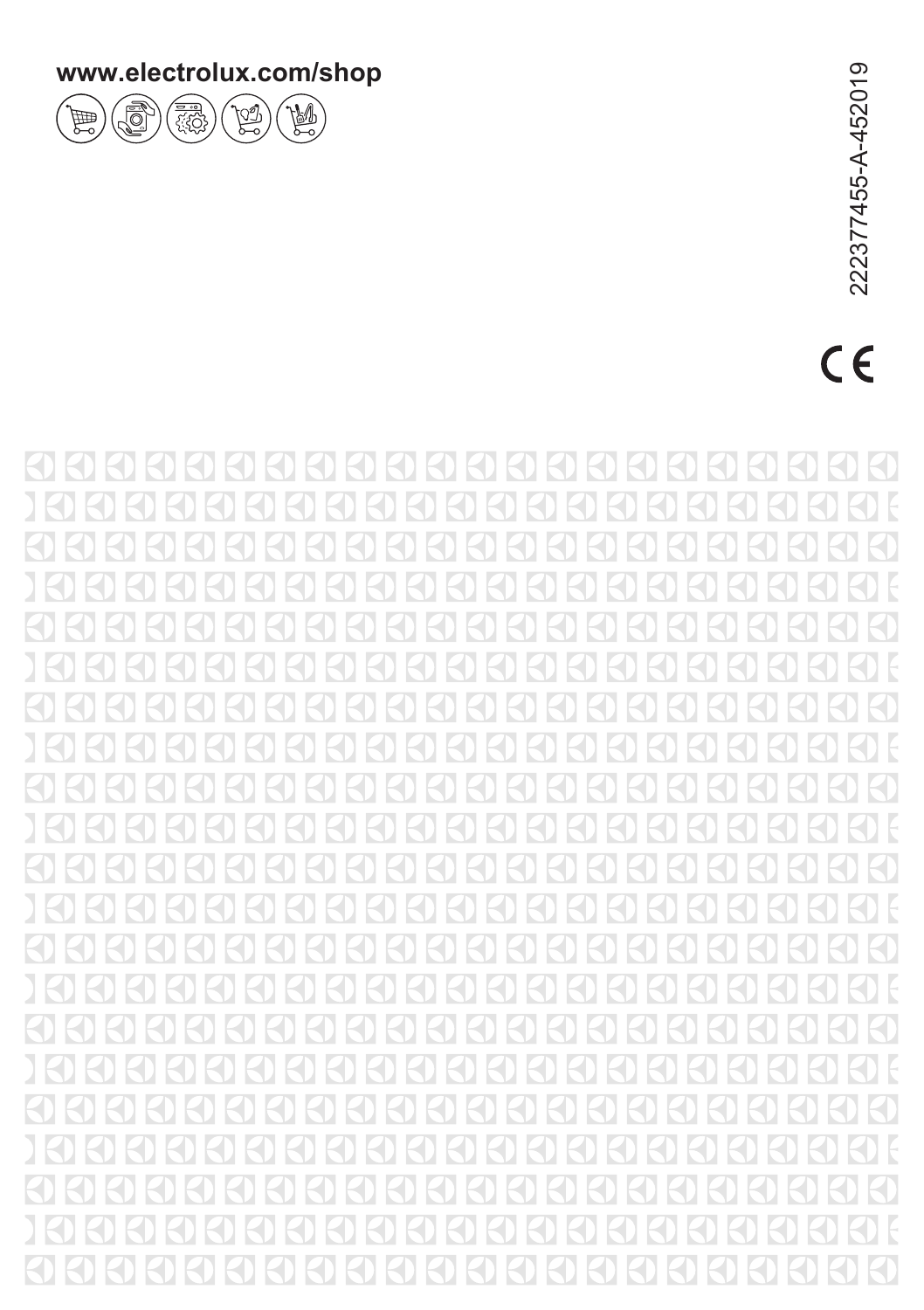**www.electrolux.com/shop**

222377455-A-452019